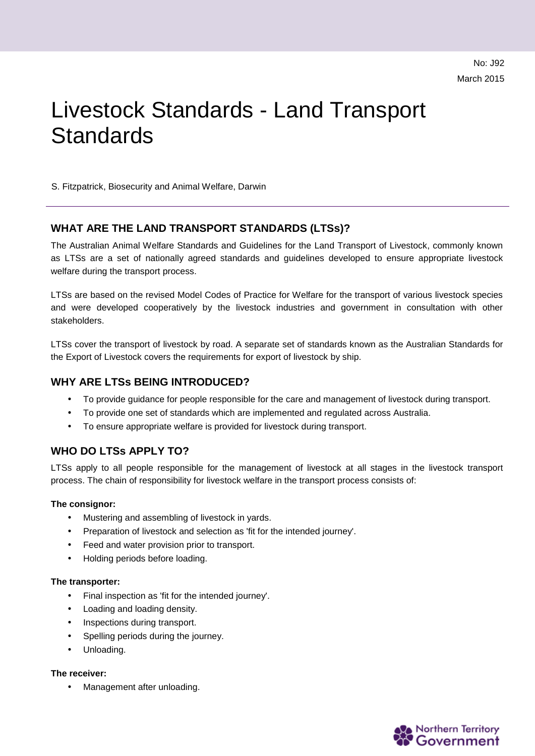No: J92

March 2015

# Livestock Standards - Land Transport Standards

S. Fitzpatrick, Biosecurity and Animal Welfare, Darwin

---

## WHAT ARE THE LAND TRANSPORT STANDARDS (LTSs)?

The Australian Animal Welfare Standards and Guidelines for the Land Transport of Livestock, commonly known as LTSs are a set of nationally agreed standards and guidelines developed to ensure appropriate livestock welfare during the transport process.

LTSs are based on the revised Model Codes of Practice for Welfare for the transport of various livestock species and were developed cooperatively by the livestock industries and government in consultation with other stakeholders.

LTSs cover the transport of livestock by road. A separate set of standards known as the Australian Standards for the Export of Livestock covers the requirements for export of livestock by ship.

## WHY ARE LTSs BEING INTRODUCED?

- To provide guidance for people responsible for the care and management of livestock during transport.
- To provide one set of standards which are implemented and regulated across Australia.
- To ensure appropriate welfare is provided for livestock during transport.

## WHO DO LTSs APPLY TO?

LTSs apply to all people responsible for the management of livestock at all stages in the livestock transport process. The chain of responsibility for livestock welfare in the transport process consists of:

**The consignor:**

- Mustering and assembling of livestock in yards.
- Preparation of livestock and selection as 'fit for the intended journey'.
- Feed and water provision prior to transport.
- Holding periods before loading.

**The transporter:**

- Final inspection as 'fit for the intended journey'.
- Loading and loading density.
- Inspections during transport.
- Spelling periods during the journey.
- Unloading.

**The receiver:**

- Management after unloading.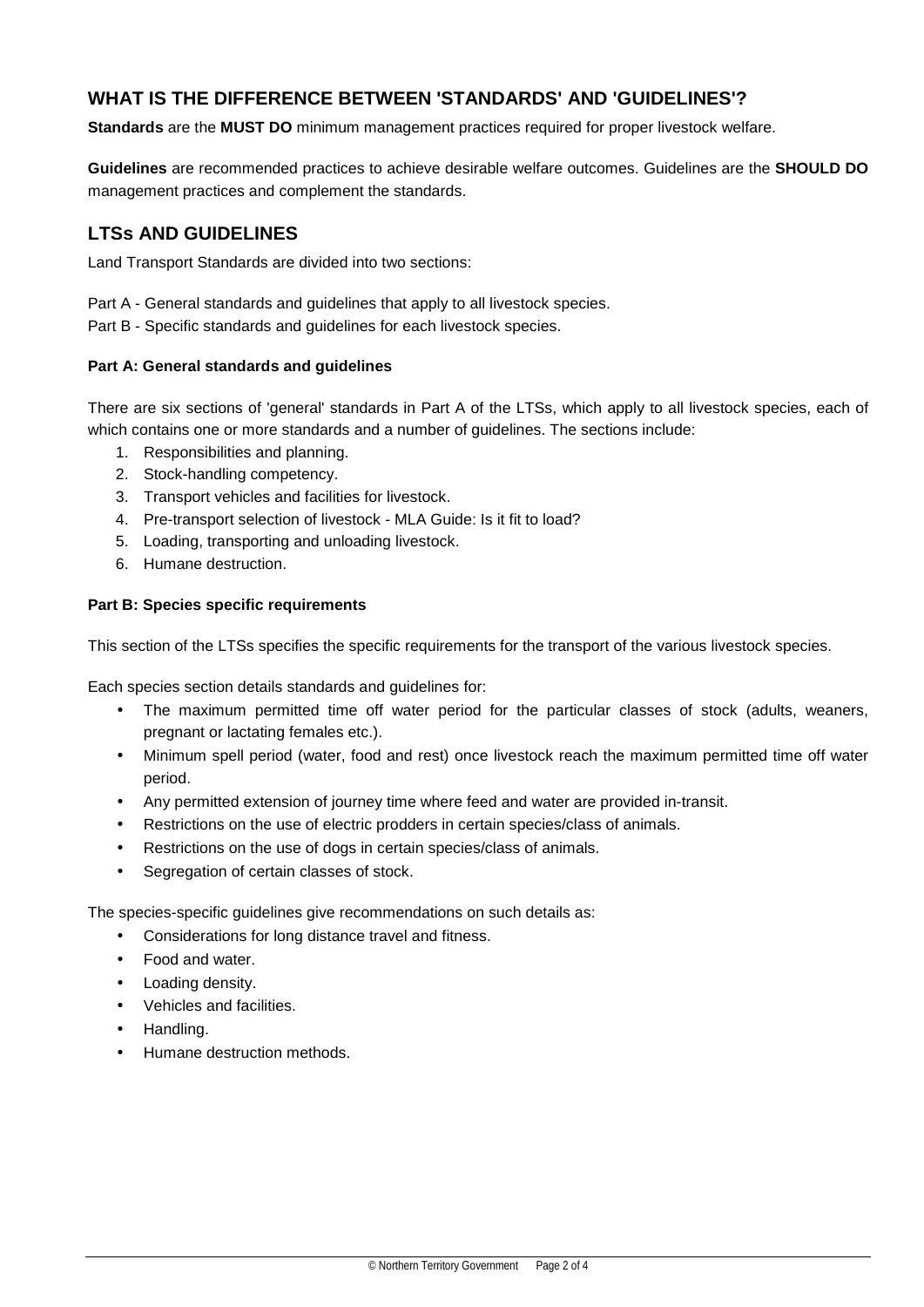## WHAT IS THE DIFFERENCE BETWEEN 'STANDARDS' AND 'GUIDELINES'?

**Standards** are the **MUST DO** minimum management practices required for proper livestock welfare.

**Guidelines** are recommended practices to achieve desirable welfare outcomes. Guidelines are the **SHOULD DO** management practices and complement the standards.

## LTSs AND GUIDELINES

Land Transport Standards are divided into two sections:

Part A - General standards and guidelines that apply to all livestock species.
Part B - Specific standards and guidelines for each livestock species.

### Part A: General standards and guidelines

There are six sections of 'general' standards in Part A of the LTSs, which apply to all livestock species, each of which contains one or more standards and a number of guidelines. The sections include:

1. Responsibilities and planning.
2. Stock-handling competency.
3. Transport vehicles and facilities for livestock.
4. Pre-transport selection of livestock - MLA Guide: Is it fit to load?
5. Loading, transporting and unloading livestock.
6. Humane destruction.

### Part B: Species specific requirements

This section of the LTSs specifies the specific requirements for the transport of the various livestock species.

Each species section details standards and guidelines for:

- The maximum permitted time off water period for the particular classes of stock (adults, weaners, pregnant or lactating females etc.).
- Minimum spell period (water, food and rest) once livestock reach the maximum permitted time off water period.
- Any permitted extension of journey time where feed and water are provided in-transit.
- Restrictions on the use of electric prodders in certain species/class of animals.
- Restrictions on the use of dogs in certain species/class of animals.
- Segregation of certain classes of stock.

The species-specific guidelines give recommendations on such details as:

- Considerations for long distance travel and fitness.
- Food and water.
- Loading density.
- Vehicles and facilities.
- Handling.
- Humane destruction methods.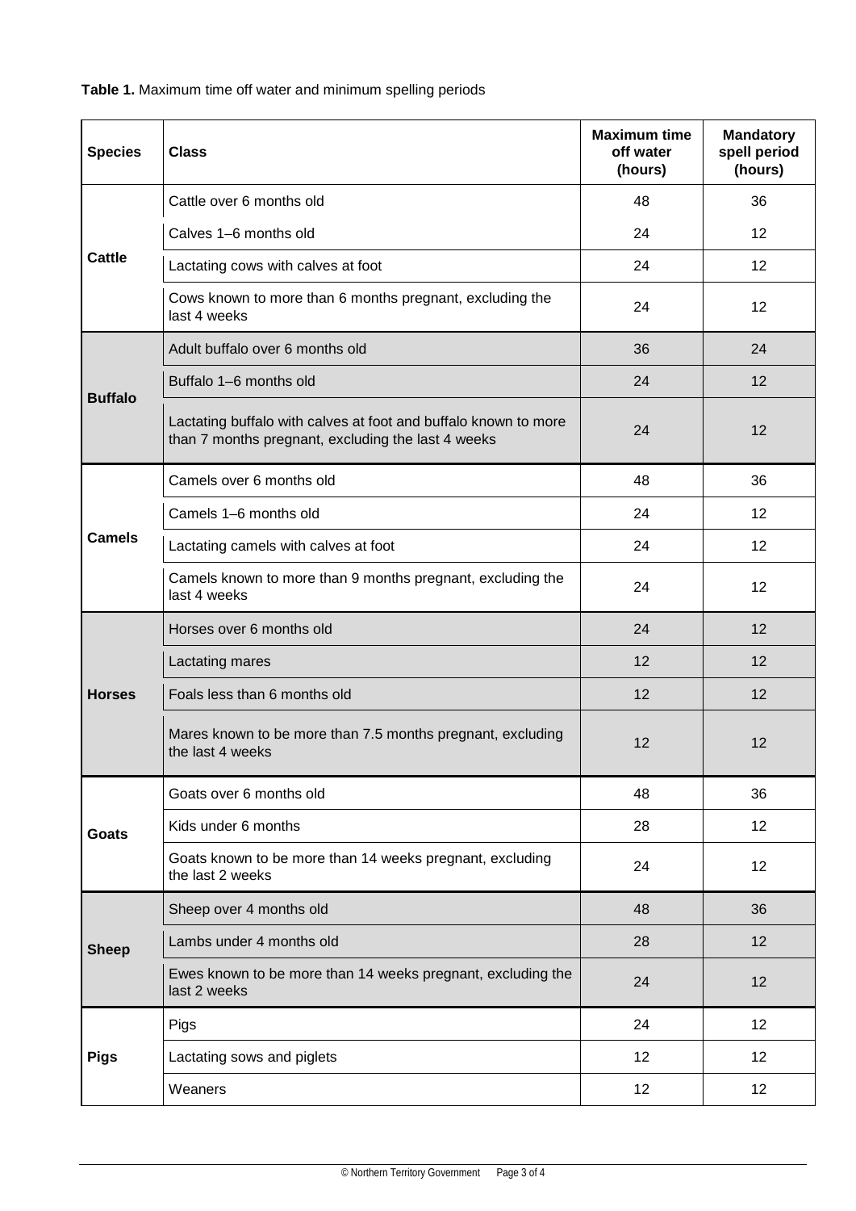**Table 1.** Maximum time off water and minimum spelling periods

| Species | Class | Maximum time off water (hours) | Mandatory spell period (hours) |
|---|---|---|---|
| Cattle | Cattle over 6 months old | 48 | 36 |
| | Calves 1–6 months old | 24 | 12 |
| | Lactating cows with calves at foot | 24 | 12 |
| | Cows known to more than 6 months pregnant, excluding the last 4 weeks | 24 | 12 |
| Buffalo | Adult buffalo over 6 months old | 36 | 24 |
| | Buffalo 1–6 months old | 24 | 12 |
| | Lactating buffalo with calves at foot and buffalo known to more than 7 months pregnant, excluding the last 4 weeks | 24 | 12 |
| Camels | Camels over 6 months old | 48 | 36 |
| | Camels 1–6 months old | 24 | 12 |
| | Lactating camels with calves at foot | 24 | 12 |
| | Camels known to more than 9 months pregnant, excluding the last 4 weeks | 24 | 12 |
| Horses | Horses over 6 months old | 24 | 12 |
| | Lactating mares | 12 | 12 |
| | Foals less than 6 months old | 12 | 12 |
| | Mares known to be more than 7.5 months pregnant, excluding the last 4 weeks | 12 | 12 |
| Goats | Goats over 6 months old | 48 | 36 |
| | Kids under 6 months | 28 | 12 |
| | Goats known to be more than 14 weeks pregnant, excluding the last 2 weeks | 24 | 12 |
| Sheep | Sheep over 4 months old | 48 | 36 |
| | Lambs under 4 months old | 28 | 12 |
| | Ewes known to be more than 14 weeks pregnant, excluding the last 2 weeks | 24 | 12 |
| Pigs | Pigs | 24 | 12 |
| | Lactating sows and piglets | 12 | 12 |
| | Weaners | 12 | 12 |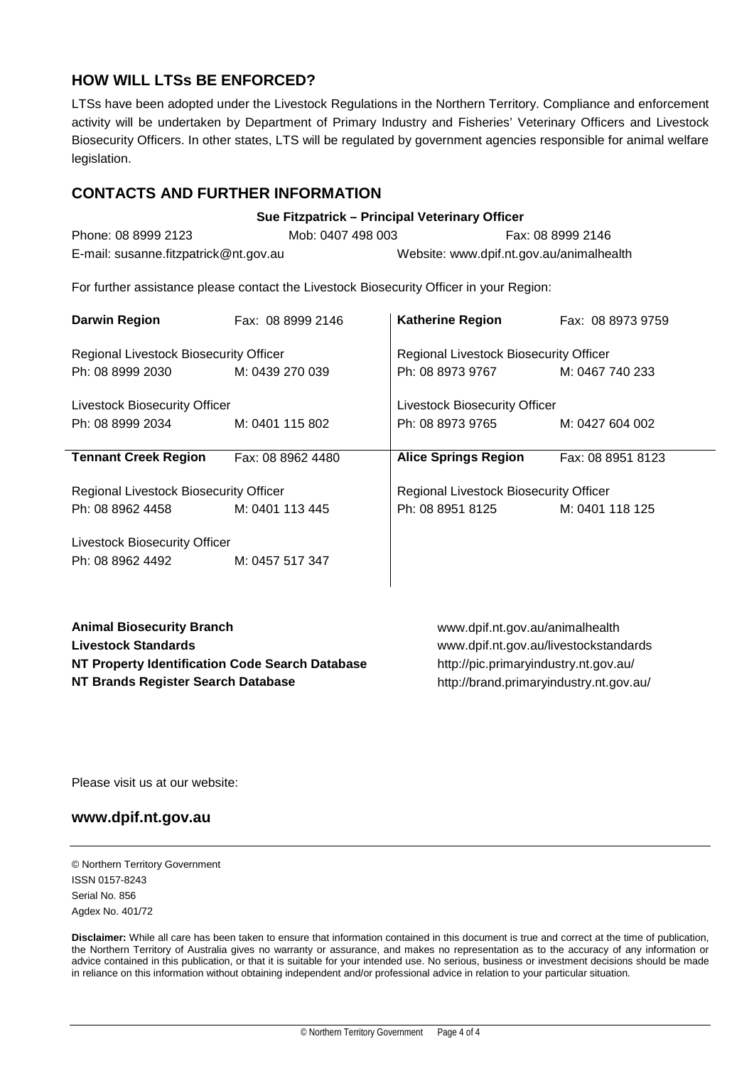## HOW WILL LTSs BE ENFORCED?

LTSs have been adopted under the Livestock Regulations in the Northern Territory. Compliance and enforcement activity will be undertaken by Department of Primary Industry and Fisheries' Veterinary Officers and Livestock Biosecurity Officers. In other states, LTS will be regulated by government agencies responsible for animal welfare legislation.

## CONTACTS AND FURTHER INFORMATION

**Sue Fitzpatrick – Principal Veterinary Officer**

Phone: 08 8999 2123    Mob: 0407 498 003    Fax: 08 8999 2146

E-mail: susanne.fitzpatrick@nt.gov.au    Website: www.dpif.nt.gov.au/animalhealth

For further assistance please contact the Livestock Biosecurity Officer in your Region:

| | | | |
|---|---|---|---|
| **Darwin Region** | Fax: 08 8999 2146 | **Katherine Region** | Fax: 08 8973 9759 |
| Regional Livestock Biosecurity Officer | | Regional Livestock Biosecurity Officer | |
| Ph: 08 8999 2030 | M: 0439 270 039 | Ph: 08 8973 9767 | M: 0467 740 233 |
| Livestock Biosecurity Officer | | Livestock Biosecurity Officer | |
| Ph: 08 8999 2034 | M: 0401 115 802 | Ph: 08 8973 9765 | M: 0427 604 002 |
| **Tennant Creek Region** | Fax: 08 8962 4480 | **Alice Springs Region** | Fax: 08 8951 8123 |
| Regional Livestock Biosecurity Officer | | Regional Livestock Biosecurity Officer | |
| Ph: 08 8962 4458 | M: 0401 113 445 | Ph: 08 8951 8125 | M: 0401 118 125 |
| Livestock Biosecurity Officer | | | |
| Ph: 08 8962 4492 | M: 0457 517 347 | | |

**Animal Biosecurity Branch** www.dpif.nt.gov.au/animalhealth
**Livestock Standards** www.dpif.nt.gov.au/livestockstandards
**NT Property Identification Code Search Database** http://pic.primaryindustry.nt.gov.au/
**NT Brands Register Search Database** http://brand.primaryindustry.nt.gov.au/

Please visit us at our website:

## www.dpif.nt.gov.au

© Northern Territory Government
ISSN 0157-8243
Serial No. 856
Agdex No. 401/72

**Disclaimer:** While all care has been taken to ensure that information contained in this document is true and correct at the time of publication, the Northern Territory of Australia gives no warranty or assurance, and makes no representation as to the accuracy of any information or advice contained in this publication, or that it is suitable for your intended use. No serious, business or investment decisions should be made in reliance on this information without obtaining independent and/or professional advice in relation to your particular situation.